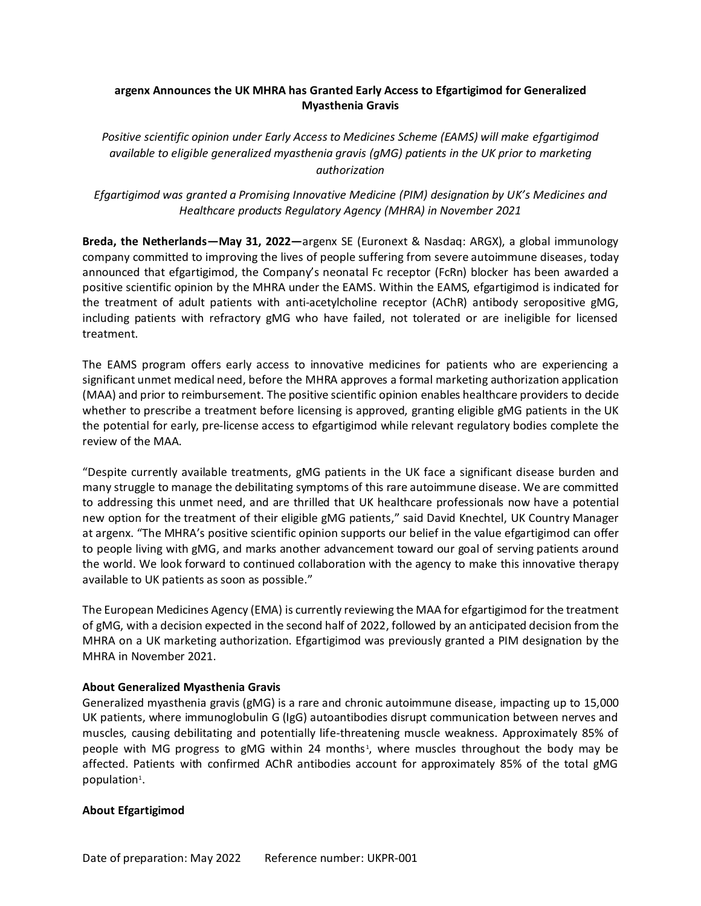# argenx Announces the UK MHRA has Granted Early Access to Efgartigimod for Generalized Myasthenia Gravis

*Positive scientific opinion under Early Access to Medicines Scheme (EAMS) will make efgartigimod available to eligible generalized myasthenia gravis (gMG) patients in the UK prior to marketing authorization*

*Efgartigimod was granted a Promising Innovative Medicine (PIM) designation by UK's Medicines and Healthcare products Regulatory Agency (MHRA) in November 2021*

**Breda, the Netherlands—May 31, 2022—**argenx SE (Euronext & Nasdaq: ARGX), a global immunology company committed to improving the lives of people suffering from severe autoimmune diseases, today announced that efgartigimod, the Company's neonatal Fc receptor (FcRn) blocker has been awarded a positive scientific opinion by the MHRA under the EAMS. Within the EAMS, efgartigimod is indicated for the treatment of adult patients with anti-acetylcholine receptor (AChR) antibody seropositive gMG, including patients with refractory gMG who have failed, not tolerated or are ineligible for licensed treatment.

The EAMS program offers early access to innovative medicines for patients who are experiencing a significant unmet medical need, before the MHRA approves a formal marketing authorization application (MAA) and prior to reimbursement. The positive scientific opinion enables healthcare providers to decide whether to prescribe a treatment before licensing is approved, granting eligible gMG patients in the UK the potential for early, pre-license access to efgartigimod while relevant regulatory bodies complete the review of the MAA.

"Despite currently available treatments, gMG patients in the UK face a significant disease burden and many struggle to manage the debilitating symptoms of this rare autoimmune disease. We are committed to addressing this unmet need, and are thrilled that UK healthcare professionals now have a potential new option for the treatment of their eligible gMG patients," said David Knechtel, UK Country Manager at argenx. "The MHRA's positive scientific opinion supports our belief in the value efgartigimod can offer to people living with gMG, and marks another advancement toward our goal of serving patients around the world. We look forward to continued collaboration with the agency to make this innovative therapy available to UK patients as soon as possible."

The European Medicines Agency (EMA) is currently reviewing the MAA for efgartigimod for the treatment of gMG, with a decision expected in the second half of 2022, followed by an anticipated decision from the MHRA on a UK marketing authorization. Efgartigimod was previously granted a PIM designation by the MHRA in November 2021.

### About Generalized Myasthenia Gravis

Generalized myasthenia gravis (gMG) is a rare and chronic autoimmune disease, impacting up to 15,000 UK patients, where immunoglobulin G (IgG) autoantibodies disrupt communication between nerves and muscles, causing debilitating and potentially life-threatening muscle weakness. Approximately 85% of people with MG progress to gMG within 24 months[1], where muscles throughout the body may be affected. Patients with confirmed AChR antibodies account for approximately 85% of the total gMG population[1].

### About Efgartigimod

Date of preparation: May 2022 Reference number: UKPR-001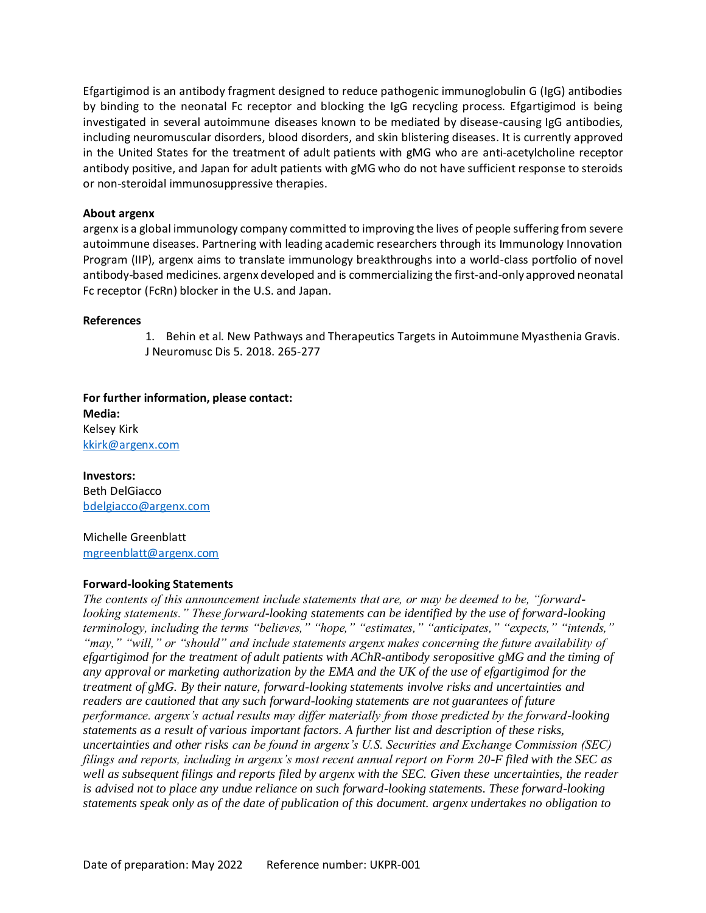Efgartigimod is an antibody fragment designed to reduce pathogenic immunoglobulin G (IgG) antibodies by binding to the neonatal Fc receptor and blocking the IgG recycling process. Efgartigimod is being investigated in several autoimmune diseases known to be mediated by disease-causing IgG antibodies, including neuromuscular disorders, blood disorders, and skin blistering diseases. It is currently approved in the United States for the treatment of adult patients with gMG who are anti-acetylcholine receptor antibody positive, and Japan for adult patients with gMG who do not have sufficient response to steroids or non-steroidal immunosuppressive therapies.

**About argenx**

argenx is a global immunology company committed to improving the lives of people suffering from severe autoimmune diseases. Partnering with leading academic researchers through its Immunology Innovation Program (IIP), argenx aims to translate immunology breakthroughs into a world-class portfolio of novel antibody-based medicines. argenx developed and is commercializing the first-and-only approved neonatal Fc receptor (FcRn) blocker in the U.S. and Japan.

**References**

1. Behin et al. New Pathways and Therapeutics Targets in Autoimmune Myasthenia Gravis. J Neuromusc Dis 5. 2018. 265-277

**For further information, please contact:**

**Media:**
Kelsey Kirk
kkirk@argenx.com

**Investors:**
Beth DelGiacco
bdelgiacco@argenx.com

Michelle Greenblatt
mgreenblatt@argenx.com

**Forward-looking Statements**

*The contents of this announcement include statements that are, or may be deemed to be, "forward-looking statements." These forward-looking statements can be identified by the use of forward-looking terminology, including the terms "believes," "hope," "estimates," "anticipates," "expects," "intends," "may," "will," or "should" and include statements argenx makes concerning the future availability of efgartigimod for the treatment of adult patients with AChR-antibody seropositive gMG and the timing of any approval or marketing authorization by the EMA and the UK of the use of efgartigimod for the treatment of gMG. By their nature, forward-looking statements involve risks and uncertainties and readers are cautioned that any such forward-looking statements are not guarantees of future performance. argenx's actual results may differ materially from those predicted by the forward-looking statements as a result of various important factors. A further list and description of these risks, uncertainties and other risks can be found in argenx's U.S. Securities and Exchange Commission (SEC) filings and reports, including in argenx's most recent annual report on Form 20-F filed with the SEC as well as subsequent filings and reports filed by argenx with the SEC. Given these uncertainties, the reader is advised not to place any undue reliance on such forward-looking statements. These forward-looking statements speak only as of the date of publication of this document. argenx undertakes no obligation to*

Date of preparation: May 2022 Reference number: UKPR-001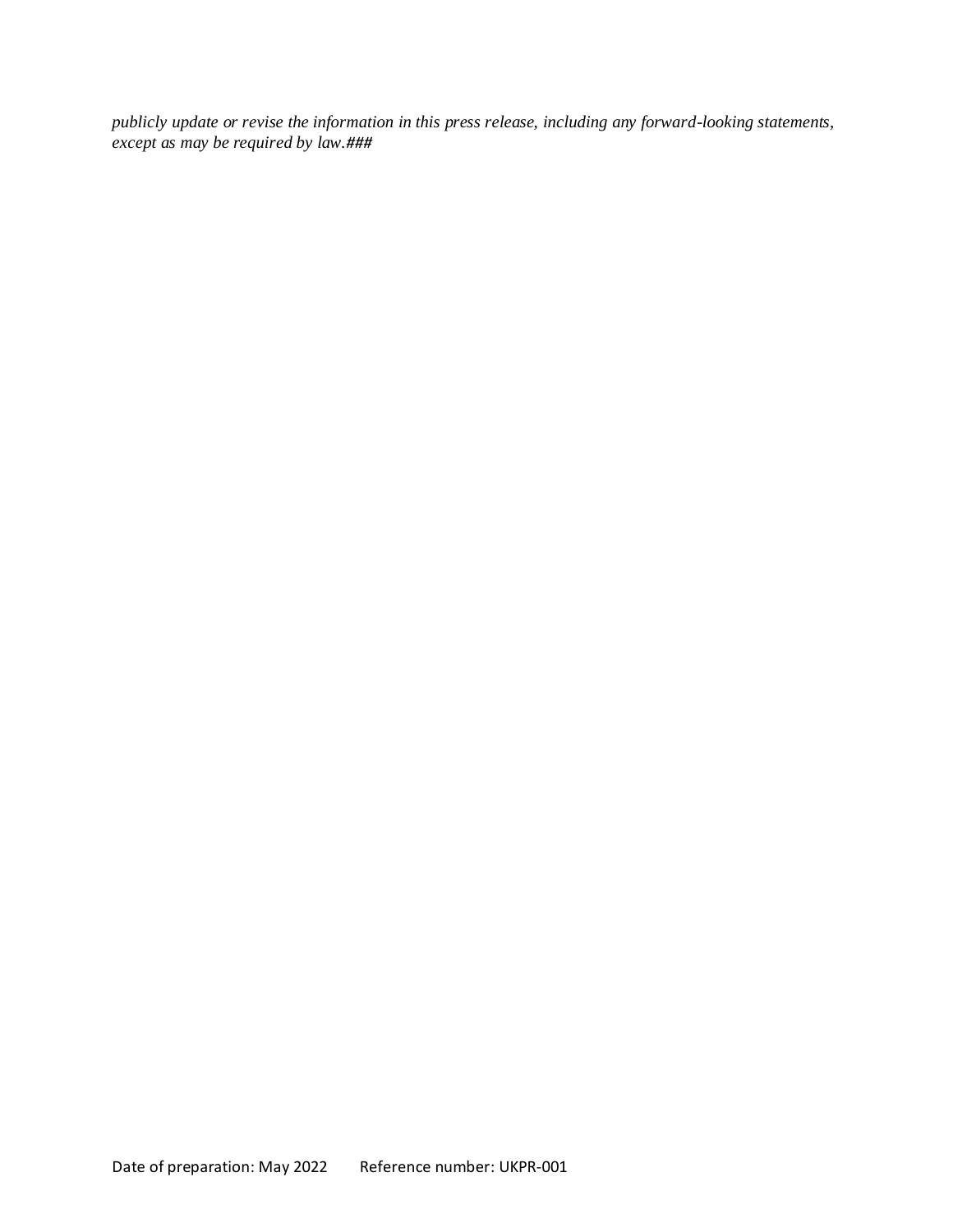*publicly update or revise the information in this press release, including any forward-looking statements, except as may be required by law.###*

Date of preparation: May 2022    Reference number: UKPR-001